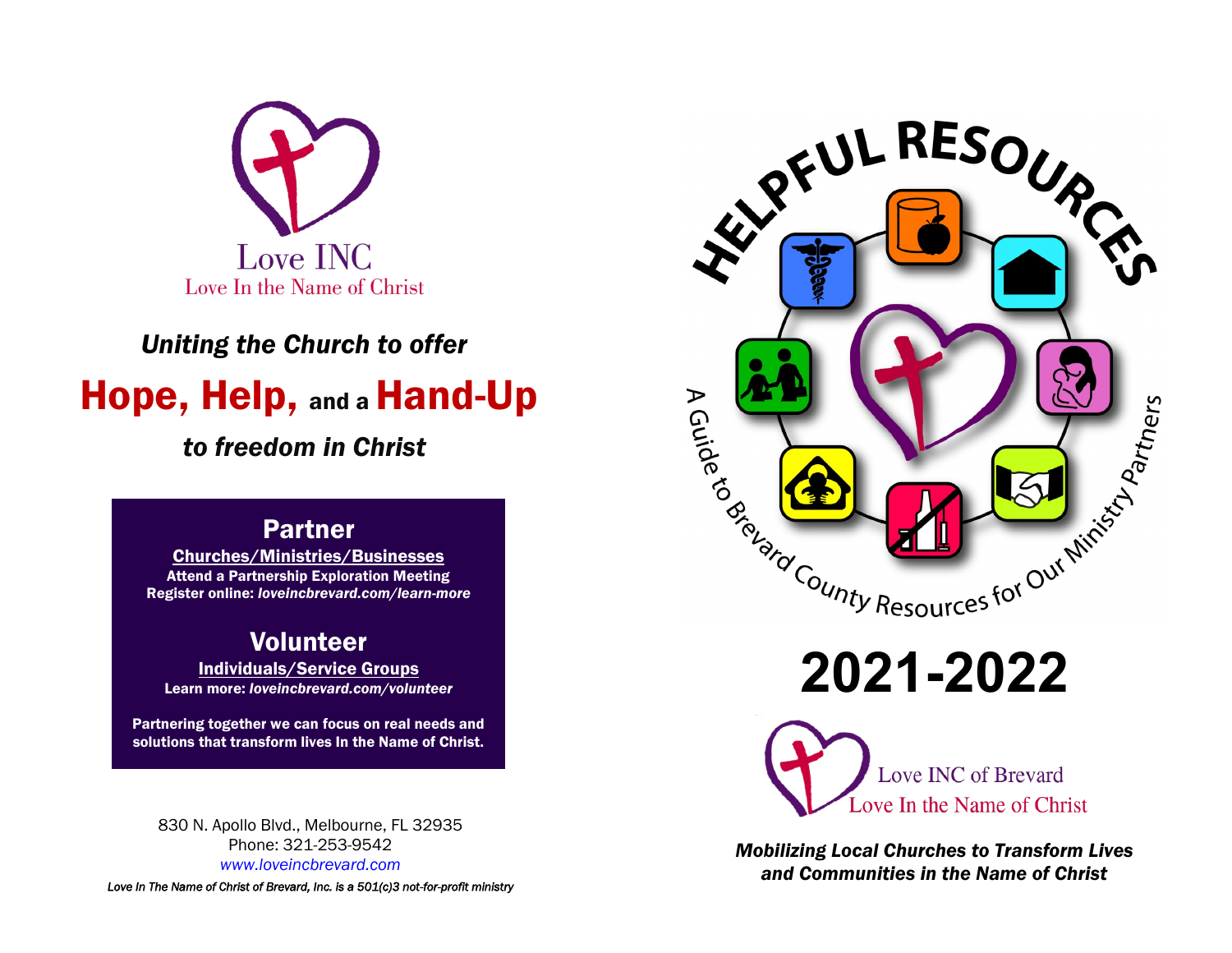Love INC

Love In the Name of Christ

## *Uniting the Church to offer*

# Hope, Help, and a Hand-Up

## *to freedom in Christ*

### Partner

**Churches/Ministries/Businesses**

**Attend a Partnership Exploration Meeting**

**Register online:** ***loveincbrevard.com/learn-more***

### Volunteer

**Individuals/Service Groups**

**Learn more:** ***loveincbrevard.com/volunteer***

**Partnering together we can focus on real needs and solutions that transform lives In the Name of Christ.**

830 N. Apollo Blvd., Melbourne, FL 32935
Phone: 321-253-9542
www.loveincbrevard.com

*Love In The Name of Christ of Brevard, Inc. is a 501(c)3 not-for-profit ministry*

# HELPFUL RESOURCES

A Guide to Brevard County Resources for Our Ministry Partners

# 2021-2022

Love INC of Brevard

Love In the Name of Christ

***Mobilizing Local Churches to Transform Lives and Communities in the Name of Christ***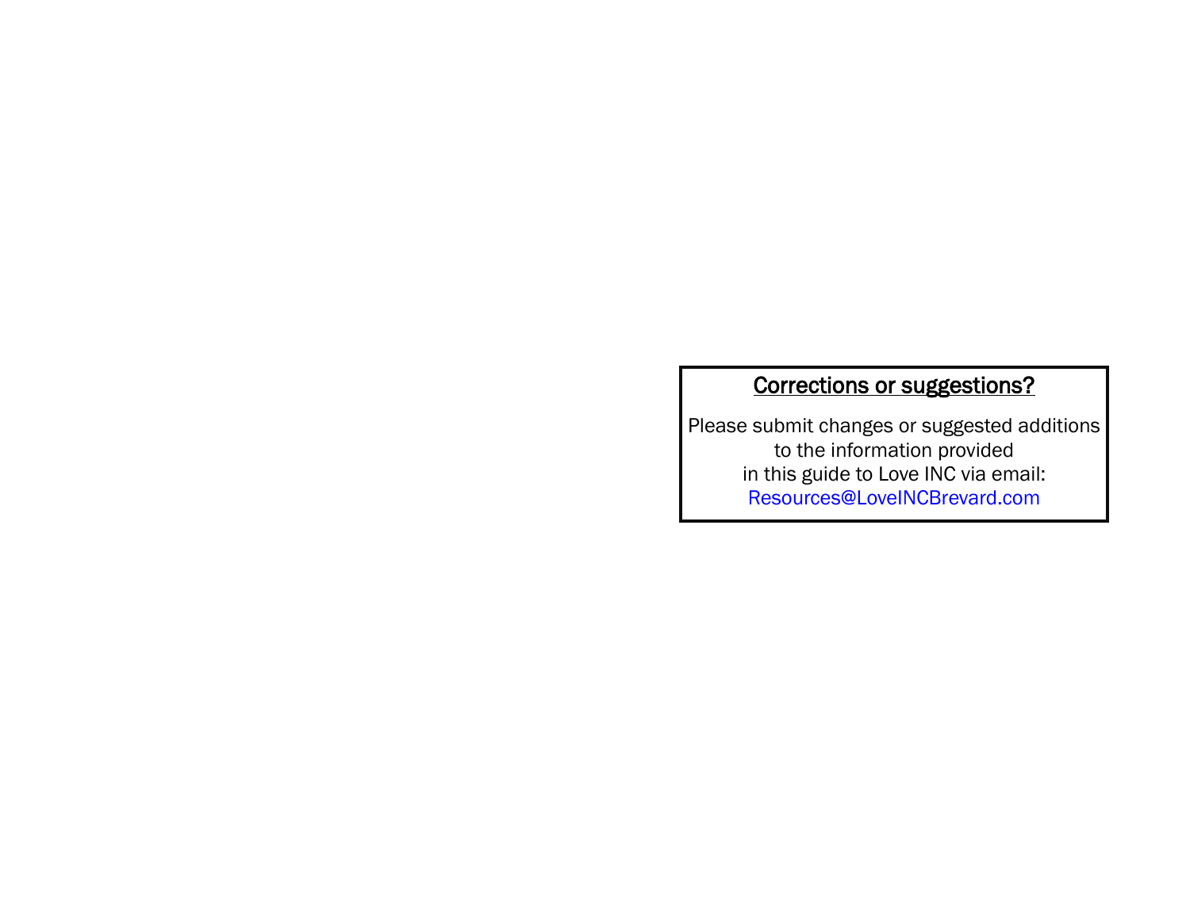**Corrections or suggestions?**

Please submit changes or suggested additions
to the information provided
in this guide to Love INC via email:
Resources@LoveINCBrevard.com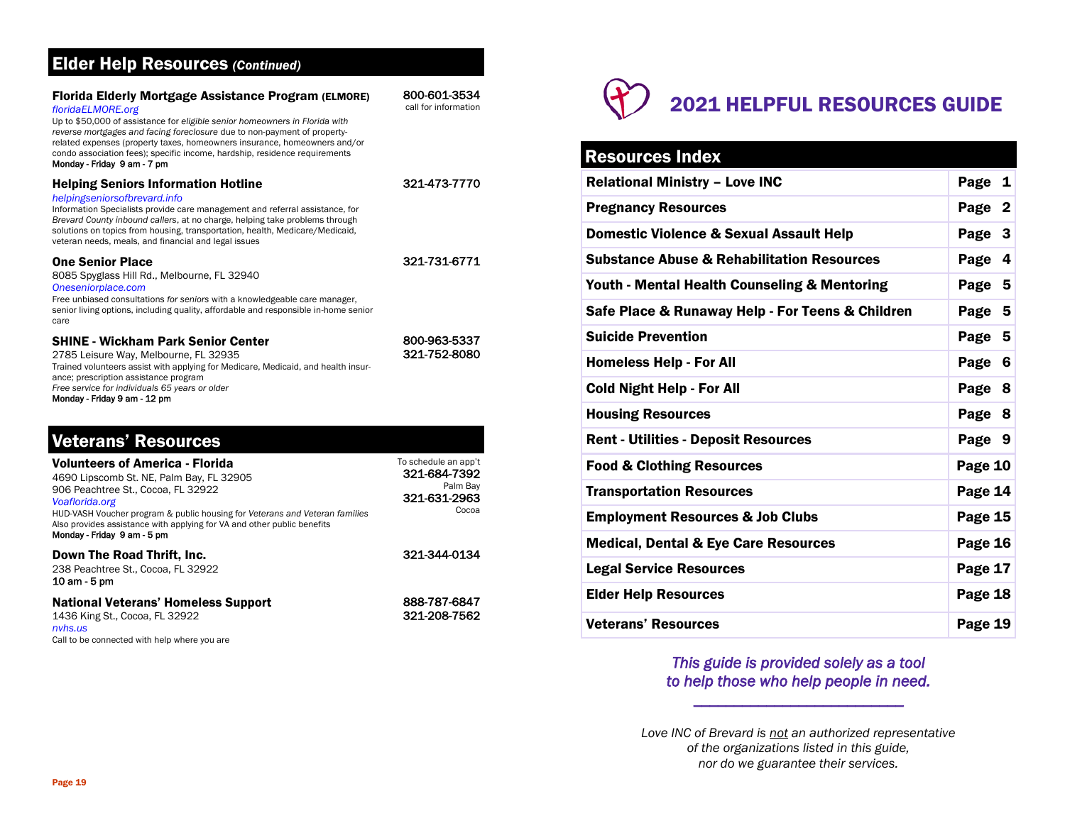## Elder Help Resources *(Continued)*

**Florida Elderly Mortgage Assistance Program (ELMORE)** — 800-601-3534 (call for information)
*floridaELMORE.org*
Up to $50,000 of assistance for *eligible senior homeowners in Florida with reverse mortgages and facing foreclosure* due to non-payment of property-related expenses (property taxes, homeowners insurance, homeowners and/or condo association fees); specific income, hardship, residence requirements
Monday - Friday 9 am - 7 pm

**Helping Seniors Information Hotline** — 321-473-7770
*helpingseniorsofbrevard.info*
Information Specialists provide care management and referral assistance, for *Brevard County inbound callers*, at no charge, helping take problems through solutions on topics from housing, transportation, health, Medicare/Medicaid, veteran needs, meals, and financial and legal issues

**One Senior Place** — 321-731-6771
8085 Spyglass Hill Rd., Melbourne, FL 32940
*Oneseniorplace.com*
Free unbiased consultations *for seniors* with a knowledgeable care manager, senior living options, including quality, affordable and responsible in-home senior care

**SHINE - Wickham Park Senior Center** — 800-963-5337, 321-752-8080
2785 Leisure Way, Melbourne, FL 32935
Trained volunteers assist with applying for Medicare, Medicaid, and health insurance; prescription assistance program
*Free service for individuals 65 years or older*
Monday - Friday 9 am - 12 pm

## Veterans' Resources

**Volunteers of America - Florida** — To schedule an app't: 321-684-7392 (Palm Bay), 321-631-2963 (Cocoa)
4690 Lipscomb St. NE, Palm Bay, FL 32905
906 Peachtree St., Cocoa, FL 32922
*Voaflorida.org*
HUD-VASH Voucher program & public housing for *Veterans and Veteran families*
Also provides assistance with applying for VA and other public benefits
Monday - Friday 9 am - 5 pm

**Down The Road Thrift, Inc.** — 321-344-0134
238 Peachtree St., Cocoa, FL 32922
10 am - 5 pm

**National Veterans' Homeless Support** — 888-787-6847, 321-208-7562
1436 King St., Cocoa, FL 32922
*nvhs.us*
Call to be connected with help where you are

# 2021 HELPFUL RESOURCES GUIDE

## Resources Index

| Resource | Page |
|---|---|
| Relational Ministry – Love INC | Page 1 |
| Pregnancy Resources | Page 2 |
| Domestic Violence & Sexual Assault Help | Page 3 |
| Substance Abuse & Rehabilitation Resources | Page 4 |
| Youth - Mental Health Counseling & Mentoring | Page 5 |
| Safe Place & Runaway Help - For Teens & Children | Page 5 |
| Suicide Prevention | Page 5 |
| Homeless Help - For All | Page 6 |
| Cold Night Help - For All | Page 8 |
| Housing Resources | Page 8 |
| Rent - Utilities - Deposit Resources | Page 9 |
| Food & Clothing Resources | Page 10 |
| Transportation Resources | Page 14 |
| Employment Resources & Job Clubs | Page 15 |
| Medical, Dental & Eye Care Resources | Page 16 |
| Legal Service Resources | Page 17 |
| Elder Help Resources | Page 18 |
| Veterans' Resources | Page 19 |

*This guide is provided solely as a tool to help those who help people in need.*

*Love INC of Brevard is not an authorized representative of the organizations listed in this guide, nor do we guarantee their services.*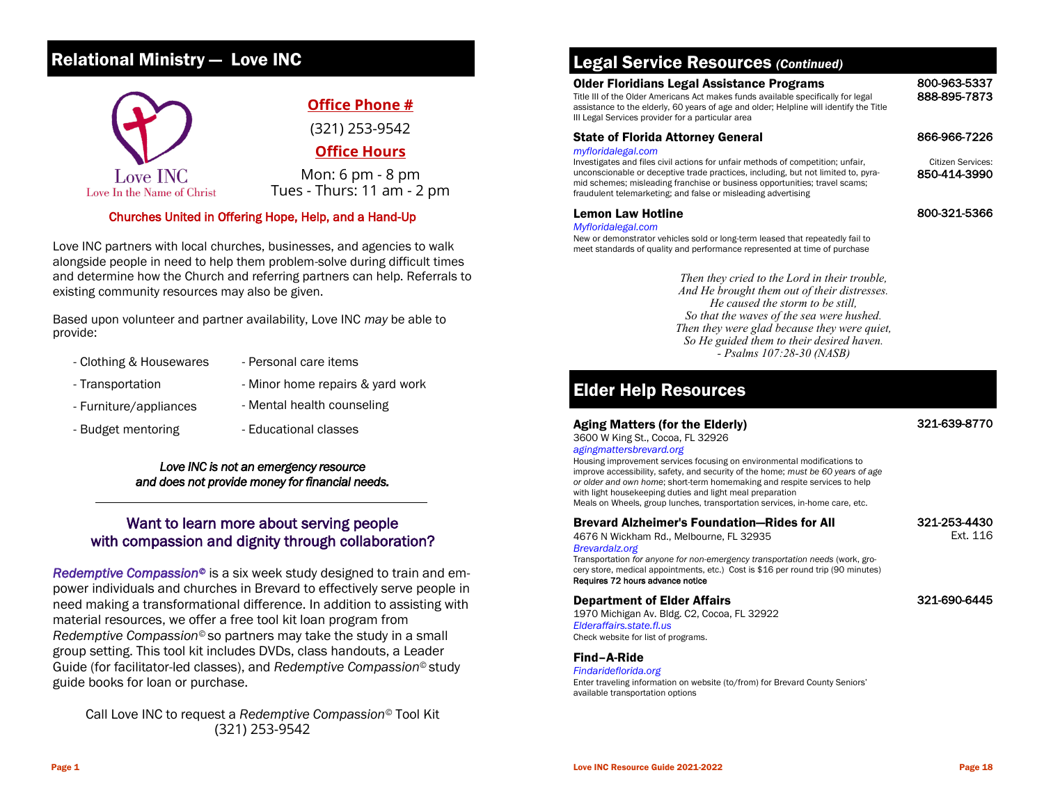## Relational Ministry — Love INC

Love INC
Love In the Name of Christ

**Office Phone #**

(321) 253-9542

**Office Hours**

Mon: 6 pm - 8 pm
Tues - Thurs: 11 am - 2 pm

**Churches United in Offering Hope, Help, and a Hand-Up**

Love INC partners with local churches, businesses, and agencies to walk alongside people in need to help them problem-solve during difficult times and determine how the Church and referring partners can help. Referrals to existing community resources may also be given.

Based upon volunteer and partner availability, Love INC *may* be able to provide:

- Clothing & Housewares
- Transportation
- Furniture/appliances
- Budget mentoring
- Personal care items
- Minor home repairs & yard work
- Mental health counseling
- Educational classes

***Love INC is not an emergency resource and does not provide money for financial needs.***

---

### Want to learn more about serving people with compassion and dignity through collaboration?

*Redemptive Compassion©* is a six week study designed to train and empower individuals and churches in Brevard to effectively serve people in need making a transformational difference. In addition to assisting with material resources, we offer a free tool kit loan program from *Redemptive Compassion©* so partners may take the study in a small group setting. This tool kit includes DVDs, class handouts, a Leader Guide (for facilitator-led classes), and *Redemptive Compassion©* study guide books for loan or purchase.

Call Love INC to request a *Redemptive Compassion©* Tool Kit (321) 253-9542

## Legal Service Resources *(Continued)*

**Older Floridians Legal Assistance Programs** — 800-963-5337 / 888-895-7873
Title III of the Older Americans Act makes funds available specifically for legal assistance to the elderly, 60 years of age and older; Helpline will identify the Title III Legal Services provider for a particular area

**State of Florida Attorney General** — 866-966-7226
*myfloridalegal.com*
Citizen Services: 850-414-3990
Investigates and files civil actions for unfair methods of competition; unfair, unconscionable or deceptive trade practices, including, but not limited to, pyramid schemes; misleading franchise or business opportunities; travel scams; fraudulent telemarketing; and false or misleading advertising

**Lemon Law Hotline** — 800-321-5366
*Myfloridalegal.com*
New or demonstrator vehicles sold or long-term leased that repeatedly fail to meet standards of quality and performance represented at time of purchase

*Then they cried to the Lord in their trouble,*
*And He brought them out of their distresses.*
*He caused the storm to be still,*
*So that the waves of the sea were hushed.*
*Then they were glad because they were quiet,*
*So He guided them to their desired haven.*
*- Psalms 107:28-30 (NASB)*

## Elder Help Resources

**Aging Matters (for the Elderly)** — 321-639-8770
3600 W King St., Cocoa, FL 32926
*agingmattersbrevard.org*
Housing improvement services focusing on environmental modifications to improve accessibility, safety, and security of the home; *must be 60 years of age or older and own home*; short-term homemaking and respite services to help with light housekeeping duties and light meal preparation
Meals on Wheels, group lunches, transportation services, in-home care, etc.

**Brevard Alzheimer's Foundation—Rides for All** — 321-253-4430 Ext. 116
4676 N Wickham Rd., Melbourne, FL 32935
*Brevardalz.org*
Transportation *for anyone for non-emergency transportation needs* (work, grocery store, medical appointments, etc.) Cost is $16 per round trip (90 minutes)
**Requires 72 hours advance notice**

**Department of Elder Affairs** — 321-690-6445
1970 Michigan Av. Bldg. C2, Cocoa, FL 32922
*Elderaffairs.state.fl.us*
Check website for list of programs.

**Find–A-Ride**
*Findarideflorida.org*
Enter traveling information on website (to/from) for Brevard County Seniors' available transportation options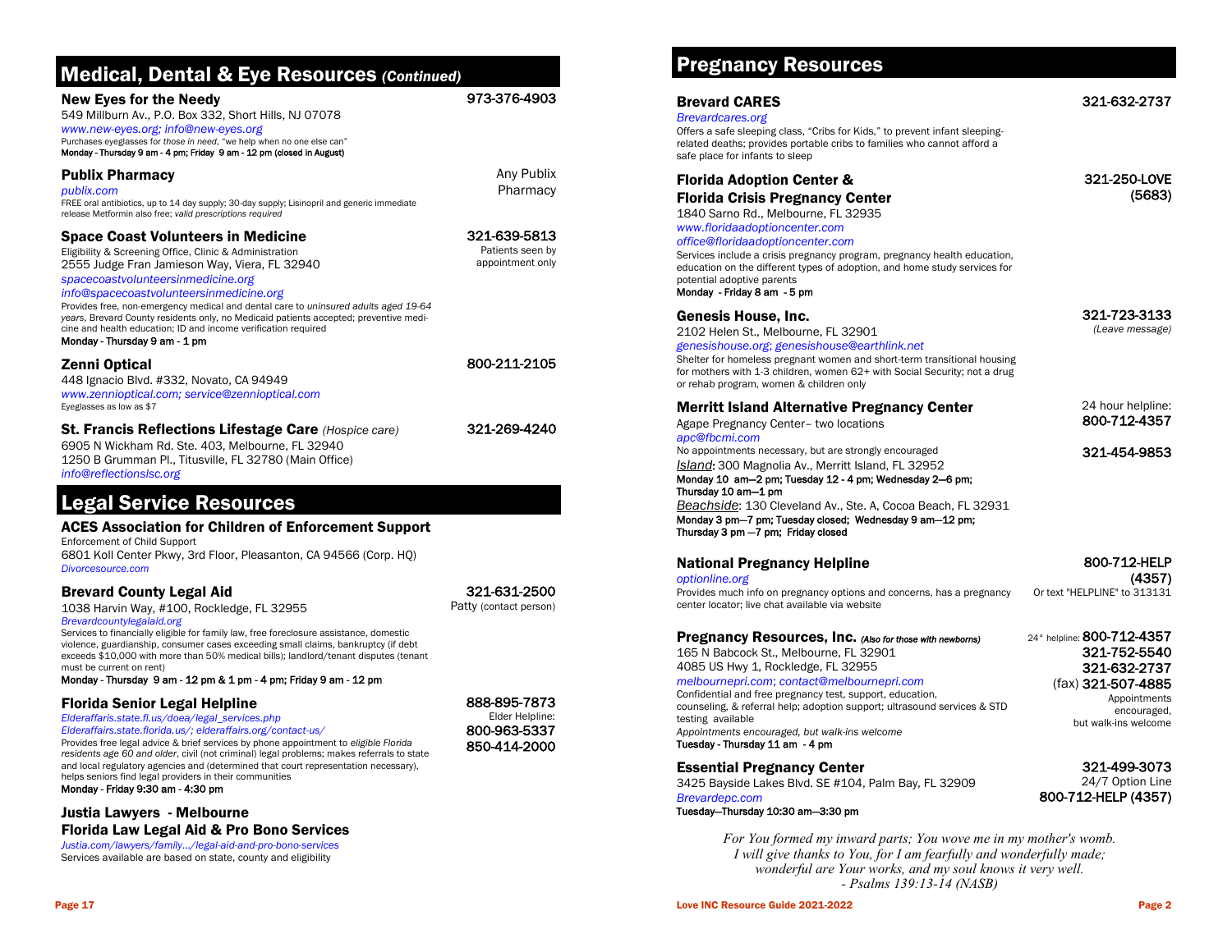## Medical, Dental & Eye Resources *(Continued)*

### New Eyes for the Needy

973-376-4903

549 Millburn Av., P.O. Box 332, Short Hills, NJ 07078
*www.new-eyes.org; info@new-eyes.org*
Purchases eyeglasses for *those in need*, "we help when no one else can"
**Monday - Thursday 9 am - 4 pm; Friday 9 am - 12 pm (closed in August)**

### Publix Pharmacy

Any Publix Pharmacy

*publix.com*
FREE oral antibiotics, up to 14 day supply; 30-day supply; Lisinopril and generic immediate release Metformin also free; *valid prescriptions required*

### Space Coast Volunteers in Medicine

321-639-5813
Patients seen by appointment only

Eligibility & Screening Office, Clinic & Administration
2555 Judge Fran Jamieson Way, Viera, FL 32940
*spacecoastvolunteersinmedicine.org*
*info@spacecoastvolunteersinmedicine.org*
Provides free, non-emergency medical and dental care to *uninsured adults aged 19-64 years*, Brevard County residents only, no Medicaid patients accepted; preventive medicine and health education; ID and income verification required
**Monday - Thursday 9 am - 1 pm**

### Zenni Optical

800-211-2105

448 Ignacio Blvd. #332, Novato, CA 94949
*www.zennioptical.com; service@zennioptical.com*
Eyeglasses as low as $7

### St. Francis Reflections Lifestage Care *(Hospice care)*

321-269-4240

6905 N Wickham Rd. Ste. 403, Melbourne, FL 32940
1250 B Grumman Pl., Titusville, FL 32780 (Main Office)
*info@reflectionslsc.org*

## Legal Service Resources

### ACES Association for Children of Enforcement Support

Enforcement of Child Support
6801 Koll Center Pkwy, 3rd Floor, Pleasanton, CA 94566 (Corp. HQ)
*Divorcesource.com*

### Brevard County Legal Aid

321-631-2500
Patty (contact person)

1038 Harvin Way, #100, Rockledge, FL 32955
*Brevardcountylegalaid.org*
Services to financially eligible for family law, free foreclosure assistance, domestic violence, guardianship, consumer cases exceeding small claims, bankruptcy (if debt exceeds $10,000 with more than 50% medical bills); landlord/tenant disputes (tenant must be current on rent)
**Monday - Thursday 9 am - 12 pm & 1 pm - 4 pm; Friday 9 am - 12 pm**

### Florida Senior Legal Helpline

888-895-7873
Elder Helpline:
800-963-5337
850-414-2000

*Elderaffaris.state.fl.us/doea/legal_services.php*
*Elderaffairs.state.florida.us/; elderaffairs.org/contact-us/*
Provides free legal advice & brief services by phone appointment to *eligible Florida residents age 60 and older*, civil (not criminal) legal problems; makes referrals to state and local regulatory agencies and (determined that court representation necessary), helps seniors find legal providers in their communities
**Monday - Friday 9:30 am - 4:30 pm**

### Justia Lawyers - Melbourne Florida Law Legal Aid & Pro Bono Services

*Justia.com/lawyers/family…/legal-aid-and-pro-bono-services*
Services available are based on state, county and eligibility

## Pregnancy Resources

### Brevard CARES

321-632-2737

*Brevardcares.org*
Offers a safe sleeping class, "Cribs for Kids," to prevent infant sleeping-related deaths; provides portable cribs to families who cannot afford a safe place for infants to sleep

### Florida Adoption Center & Florida Crisis Pregnancy Center

321-250-LOVE (5683)

1840 Sarno Rd., Melbourne, FL 32935
*www.floridaadoptioncenter.com*
*office@floridaadoptioncenter.com*
Services include a crisis pregnancy program, pregnancy health education, education on the different types of adoption, and home study services for potential adoptive parents
**Monday - Friday 8 am - 5 pm**

### Genesis House, Inc.

321-723-3133 *(Leave message)*

2102 Helen St., Melbourne, FL 32901
*genesishouse.org; genesishouse@earthlink.net*
Shelter for homeless pregnant women and short-term transitional housing for mothers with 1-3 children, women 62+ with Social Security; not a drug or rehab program, women & children only

### Merritt Island Alternative Pregnancy Center

24 hour helpline: 800-712-4357
321-454-9853

Agape Pregnancy Center– two locations
*apc@fbcmi.com*
No appointments necessary, but are strongly encouraged
*Island*: 300 Magnolia Av., Merritt Island, FL 32952
**Monday 10 am—2 pm; Tuesday 12 - 4 pm; Wednesday 2—6 pm; Thursday 10 am—1 pm**
*Beachside*: 130 Cleveland Av., Ste. A, Cocoa Beach, FL 32931
**Monday 3 pm—7 pm; Tuesday closed; Wednesday 9 am—12 pm; Thursday 3 pm —7 pm; Friday closed**

### National Pregnancy Helpline

800-712-HELP (4357)
Or text "HELPLINE" to 313131

*optionline.org*
Provides much info on pregnancy options and concerns, has a pregnancy center locator; live chat available via website

### Pregnancy Resources, Inc. *(Also for those with newborns)*

24° helpline: 800-712-4357
321-752-5540
321-632-2737
(fax) 321-507-4885
Appointments encouraged, but walk-ins welcome

165 N Babcock St., Melbourne, FL 32901
4085 US Hwy 1, Rockledge, FL 32955
*melbournepri.com; contact@melbournepri.com*
Confidential and free pregnancy test, support, education, counseling, & referral help; adoption support; ultrasound services & STD testing available
*Appointments encouraged, but walk-ins welcome*
**Tuesday - Thursday 11 am - 4 pm**

### Essential Pregnancy Center

321-499-3073
24/7 Option Line
800-712-HELP (4357)

3425 Bayside Lakes Blvd. SE #104, Palm Bay, FL 32909
*Brevardepc.com*
**Tuesday—Thursday 10:30 am—3:30 pm**

*For You formed my inward parts; You wove me in my mother's womb.
I will give thanks to You, for I am fearfully and wonderfully made;
wonderful are Your works, and my soul knows it very well.
- Psalms 139:13-14 (NASB)*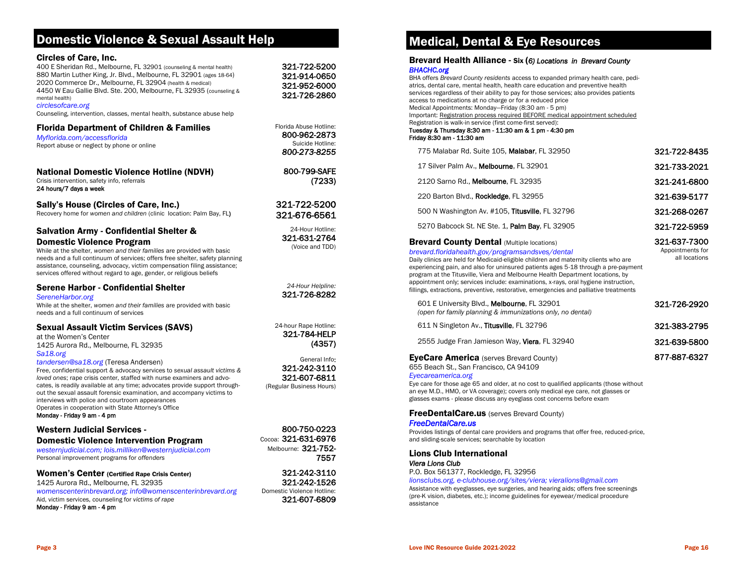# Domestic Violence & Sexual Assault Help

### Circles of Care, Inc.

400 E Sheridan Rd., Melbourne, FL 32901 (counseling & mental health) — 321-722-5200
880 Martin Luther King, Jr. Blvd., Melbourne, FL 32901 (ages 18-64) — 321-914-0650
2020 Commerce Dr., Melbourne, FL 32904 (health & medical) — 321-952-6000
4450 W Eau Gallie Blvd. Ste. 200, Melbourne, FL 32935 (counseling & mental health) — 321-726-2860
*circlesofcare.org*
Counseling, intervention, classes, mental health, substance abuse help

### Florida Department of Children & Families

*Myflorida.com/accessflorida*
Report abuse or neglect by phone or online

Florida Abuse Hotline: 800-962-2873
Suicide Hotline: *800-273-8255*

### National Domestic Violence Hotline (NDVH)

Crisis intervention, safety info, referrals
**24 hours/7 days a week**

800-799-SAFE (7233)

### Sally's House (Circles of Care, Inc.)

Recovery home for *women and children* (clinic location: Palm Bay, FL)

321-722-5200
321-676-6561

### Salvation Army - Confidential Shelter & Domestic Violence Program

While at the shelter, *women and their families* are provided with basic needs and a full continuum of services; offers free shelter, safety planning assistance, counseling, advocacy, victim compensation filing assistance; services offered without regard to age, gender, or religious beliefs

24-Hour Hotline: 321-631-2764 (Voice and TDD)

### Serene Harbor - Confidential Shelter

*SereneHarbor.org*
While at the shelter, *women and their families* are provided with basic needs and a full continuum of services

*24-Hour Helpline:* 321-726-8282

### Sexual Assault Victim Services (SAVS)

at the Women's Center
1425 Aurora Rd., Melbourne, FL 32935
*Sa18.org*
*tandersen@sa18.org* (Teresa Andersen)
Free, confidential support & advocacy services to *sexual assault victims & loved ones*; rape crisis center, staffed with nurse examiners and advocates, is readily available at any time; advocates provide support throughout the sexual assault forensic examination, and accompany victims to interviews with police and courtroom appearances
Operates in cooperation with State Attorney's Office
**Monday - Friday 9 am - 4 pm**

24-hour Rape Hotline: 321-784-HELP (4357)
General Info: 321-242-3110
321-607-6811 (Regular Business Hours)

### Western Judicial Services - Domestic Violence Intervention Program

*westernjudicial.com; lois.milliken@westernjudicial.com*
Personal improvement programs for *offenders*

800-750-0223
Cocoa: 321-631-6976
Melbourne: 321-752-7557

### Women's Center (Certified Rape Crisis Center)

1425 Aurora Rd., Melbourne, FL 32935
*womenscenterinbrevard.org; info@womenscenterinbrevard.org*
Aid, victim services, counseling for *victims of rape*
**Monday - Friday 9 am - 4 pm**

321-242-3110
321-242-1526
Domestic Violence Hotline: 321-607-6809

# Medical, Dental & Eye Resources

### Brevard Health Alliance - Six (*6) Locations in Brevard County*

*BHACHC.org*
BHA offers *Brevard County residents* access to expanded primary health care, pediatrics, dental care, mental health, health care education and preventive health services regardless of their ability to pay for those services; also provides patients access to medications at no charge or for a reduced price
Medical Appointments: Monday—Friday (8:30 am - 5 pm)
Important: Registration process required BEFORE medical appointment scheduled
Registration is walk-in service (first come-first served):
**Tuesday & Thursday 8:30 am - 11:30 am & 1 pm - 4:30 pm**
**Friday 8:30 am - 11:30 am**

| Address | Phone |
|---|---|
| 775 Malabar Rd. Suite 105, **Malabar**, FL 32950 | 321-722-8435 |
| 17 Silver Palm Av., **Melbourne**, FL 32901 | 321-733-2021 |
| 2120 Sarno Rd., **Melbourne**, FL 32935 | 321-241-6800 |
| 220 Barton Blvd., **Rockledge**, FL 32955 | 321-639-5177 |
| 500 N Washington Av. #105, **Titusville**, FL 32796 | 321-268-0267 |
| 5270 Babcock St. NE Ste. 1, **Palm Bay**, FL 32905 | 321-722-5959 |

### Brevard County Dental (Multiple locations)

*brevard.floridahealth.gov/programsandsves/dental*
Daily clinics are held for Medicaid-eligible children and maternity clients who are experiencing pain, and also for uninsured patients ages 5-18 through a pre-payment program at the Titusville, Viera and Melbourne Health Department locations, by appointment only; services include: examinations, x-rays, oral hygiene instruction, fillings, extractions, preventive, restorative, emergencies and palliative treatments

321-637-7300 — Appointments for all locations

| Address | Phone |
|---|---|
| 601 E University Blvd., **Melbourne**, FL 32901 *(open for family planning & immunizations only, no dental)* | 321-726-2920 |
| 611 N Singleton Av., **Titusville**, FL 32796 | 321-383-2795 |
| 2555 Judge Fran Jamieson Way, **Viera**, FL 32940 | 321-639-5800 |

### EyeCare America (serves Brevard County)

655 Beach St., San Francisco, CA 94109
*Eyecareamerica.org*
Eye care for those age 65 and older, at no cost to qualified applicants (those without an eye M.D., HMO, or VA coverage); covers only medical eye care, not glasses or glasses exams - please discuss any eyeglass cost concerns before exam

877-887-6327

### FreeDentalCare.us (serves Brevard County)

*FreeDentalCare.us*
Provides listings of dental care providers and programs that offer free, reduced-price, and sliding-scale services; searchable by location

### Lions Club International

***Viera Lions Club***
P.O. Box 561377, Rockledge, FL 32956
*lionsclubs.org, e-clubhouse.org/sites/viera; vieralions@gmail.com*
Assistance with eyeglasses, eye surgeries, and hearing aids; offers free screenings (pre-K vision, diabetes, etc.); income guidelines for eyewear/medical procedure assistance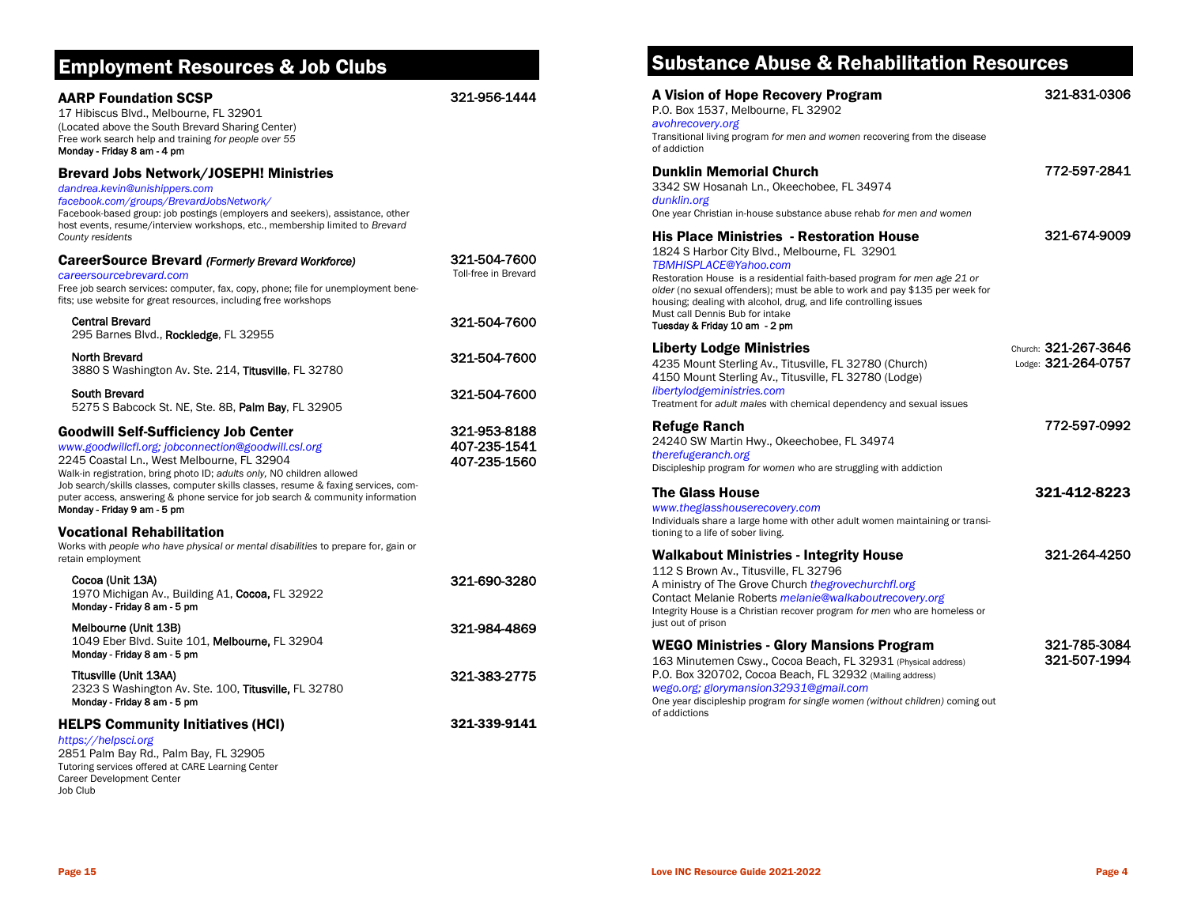## Employment Resources & Job Clubs

### AARP Foundation SCSP — 321-956-1444

17 Hibiscus Blvd., Melbourne, FL 32901
(Located above the South Brevard Sharing Center)
Free work search help and training *for people over 55*
**Monday - Friday 8 am - 4 pm**

### Brevard Jobs Network/JOSEPH! Ministries

*dandrea.kevin@unishippers.com*
*facebook.com/groups/BrevardJobsNetwork/*
Facebook-based group: job postings (employers and seekers), assistance, other host events, resume/interview workshops, etc., membership limited to *Brevard County residents*

### CareerSource Brevard *(Formerly Brevard Workforce)* — 321-504-7600 (Toll-free in Brevard)

*careersourcebrevard.com*
Free job search services: computer, fax, copy, phone; file for unemployment benefits; use website for great resources, including free workshops

- **Central Brevard** — 321-504-7600
  295 Barnes Blvd., **Rockledge**, FL 32955
- **North Brevard** — 321-504-7600
  3880 S Washington Av. Ste. 214, **Titusville**, FL 32780
- **South Brevard** — 321-504-7600
  5275 S Babcock St. NE, Ste. 8B, **Palm Bay**, FL 32905

### Goodwill Self-Sufficiency Job Center — 321-953-8188 / 407-235-1541 / 407-235-1560

*www.goodwillcfl.org; jobconnection@goodwill.csl.org*
2245 Coastal Ln., West Melbourne, FL 32904
Walk-in registration, bring photo ID; *adults only,* NO children allowed
Job search/skills classes, computer skills classes, resume & faxing services, computer access, answering & phone service for job search & community information
**Monday - Friday 9 am - 5 pm**

### Vocational Rehabilitation

Works with *people who have physical or mental disabilities* to prepare for, gain or retain employment

- **Cocoa (Unit 13A)** — 321-690-3280
  1970 Michigan Av., Building A1, **Cocoa,** FL 32922
  **Monday - Friday 8 am - 5 pm**
- **Melbourne (Unit 13B)** — 321-984-4869
  1049 Eber Blvd. Suite 101, **Melbourne,** FL 32904
  **Monday - Friday 8 am - 5 pm**
- **Titusville (Unit 13AA)** — 321-383-2775
  2323 S Washington Av. Ste. 100, **Titusville,** FL 32780
  **Monday - Friday 8 am - 5 pm**

### HELPS Community Initiatives (HCI) — 321-339-9141

*https://helpsci.org*
2851 Palm Bay Rd., Palm Bay, FL 32905
Tutoring services offered at CARE Learning Center
Career Development Center
Job Club

## Substance Abuse & Rehabilitation Resources

### A Vision of Hope Recovery Program — 321-831-0306

P.O. Box 1537, Melbourne, FL 32902
*avohrecovery.org*
Transitional living program *for men and women* recovering from the disease of addiction

### Dunklin Memorial Church — 772-597-2841

3342 SW Hosanah Ln., Okeechobee, FL 34974
*dunklin.org*
One year Christian in-house substance abuse rehab *for men and women*

### His Place Ministries - Restoration House — 321-674-9009

1824 S Harbor City Blvd., Melbourne, FL 32901
*TBMHISPLACE@Yahoo.com*
Restoration House is a residential faith-based program *for men age 21 or older* (no sexual offenders); must be able to work and pay $135 per week for housing; dealing with alcohol, drug, and life controlling issues
Must call Dennis Bub for intake
**Tuesday & Friday 10 am - 2 pm**

### Liberty Lodge Ministries — Church: 321-267-3646 / Lodge: 321-264-0757

4235 Mount Sterling Av., Titusville, FL 32780 (Church)
4150 Mount Sterling Av., Titusville, FL 32780 (Lodge)
*libertylodgeministries.com*
Treatment for *adult males* with chemical dependency and sexual issues

### Refuge Ranch — 772-597-0992

24240 SW Martin Hwy., Okeechobee, FL 34974
*therefugeranch.org*
Discipleship program *for women* who are struggling with addiction

### The Glass House — 321-412-8223

*www.theglasshouserecovery.com*
Individuals share a large home with other adult women maintaining or transitioning to a life of sober living.

### Walkabout Ministries - Integrity House — 321-264-4250

112 S Brown Av., Titusville, FL 32796
A ministry of The Grove Church *thegrovechurchfl.org*
Contact Melanie Roberts *melanie@walkaboutrecovery.org*
Integrity House is a Christian recover program *for men* who are homeless or just out of prison

### WEGO Ministries - Glory Mansions Program — 321-785-3084 / 321-507-1994

163 Minutemen Cswy., Cocoa Beach, FL 32931 (Physical address)
P.O. Box 320702, Cocoa Beach, FL 32932 (Mailing address)
*wego.org; glorymansion32931@gmail.com*
One year discipleship program *for single women (without children)* coming out of addictions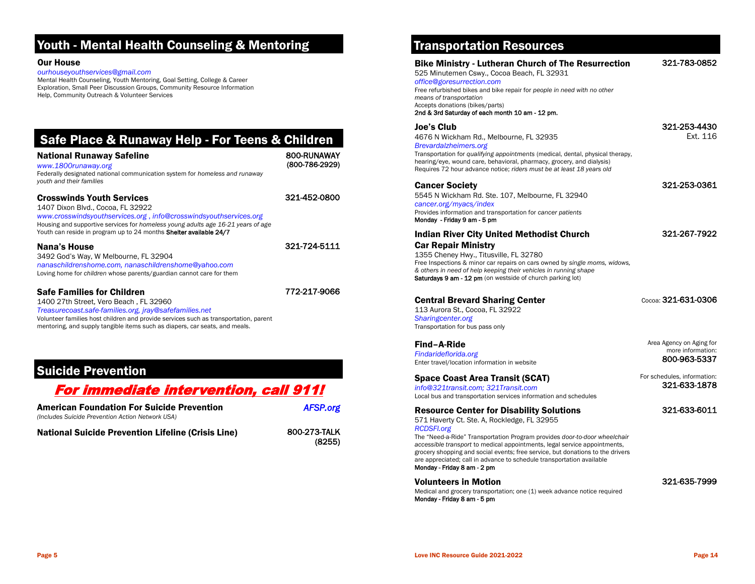## Youth - Mental Health Counseling & Mentoring

**Our House**
*ourhouseyouthservices@gmail.com*
Mental Health Counseling, Youth Mentoring, Goal Setting, College & Career Exploration, Small Peer Discussion Groups, Community Resource Information Help, Community Outreach & Volunteer Services

## Safe Place & Runaway Help - For Teens & Children

**National Runaway Safeline** — 800-RUNAWAY (800-786-2929)
*www.1800runaway.org*
Federally designated national communication system for *homeless and runaway youth and their families*

**Crosswinds Youth Services** — 321-452-0800
1407 Dixon Blvd., Cocoa, FL 32922
*www.crosswindsyouthservices.org , info@crosswindsyouthservices.org*
Housing and supportive services for *homeless young adults age 16-21 years of age*
Youth can reside in program up to 24 months **Shelter available 24/7**

**Nana's House** — 321-724-5111
3492 God's Way, W Melbourne, FL 32904
*nanaschildrenshome.com, nanaschildrenshome@yahoo.com*
Loving home for *children* whose parents/guardian cannot care for them

**Safe Families for Children** — 772-217-9066
1400 27th Street, Vero Beach , FL 32960
*Treasurecoast.safe-families.org, jray@safefamilies.net*
Volunteer families host children and provide services such as transportation, parent mentoring, and supply tangible items such as diapers, car seats, and meals.

## Suicide Prevention

***For immediate intervention, call 911!***

**American Foundation For Suicide Prevention** — *AFSP.org*
*(Includes Suicide Prevention Action Network USA)*

**National Suicide Prevention Lifeline (Crisis Line)** — 800-273-TALK (8255)

## Transportation Resources

**Bike Ministry - Lutheran Church of The Resurrection** — 321-783-0852
525 Minutemen Cswy., Cocoa Beach, FL 32931
*office@goresurrection.com*
Free refurbished bikes and bike repair for *people in need with no other means of transportation*
Accepts donations (bikes/parts)
**2nd & 3rd Saturday of each month 10 am - 12 pm.**

**Joe's Club** — 321-253-4430 Ext. 116
4676 N Wickham Rd., Melbourne, FL 32935
*Brevardalzheimers.org*
Transportation for *qualifying appointments* (medical, dental, physical therapy, hearing/eye, wound care, behavioral, pharmacy, grocery, and dialysis)
Requires 72 hour advance notice; *riders must be at least 18 years old*

**Cancer Society** — 321-253-0361
5545 N Wickham Rd. Ste. 107, Melbourne, FL 32940
*cancer.org/myacs/index*
Provides information and transportation for *cancer patients*
**Monday - Friday 9 am - 5 pm**

**Indian River City United Methodist Church Car Repair Ministry** — 321-267-7922
1355 Cheney Hwy., Titusville, FL 32780
Free Inspections & minor car repairs on cars owned by *single moms, widows, & others in need of help keeping their vehicles in running shape*
**Saturdays 9 am - 12 pm** (on westside of church parking lot)

**Central Brevard Sharing Center** — Cocoa: 321-631-0306
113 Aurora St., Cocoa, FL 32922
*Sharingcenter.org*
Transportation for bus pass only

**Find–A-Ride** — Area Agency on Aging for more information: 800-963-5337
*Findarideflorida.org*
Enter travel/location information in website

**Space Coast Area Transit (SCAT)** — For schedules, information: 321-633-1878
*info@321transit.com; 321Transit.com*
Local bus and transportation services information and schedules

**Resource Center for Disability Solutions** — 321-633-6011
571 Haverty Ct. Ste. A, Rockledge, FL 32955
*RCDSFl.org*
The "Need-a-Ride" Transportation Program provides *door-to-door wheelchair accessible transport* to medical appointments, legal service appointments, grocery shopping and social events; free service, but donations to the drivers are appreciated; call in advance to schedule transportation available
**Monday - Friday 8 am - 2 pm**

**Volunteers in Motion** — 321-635-7999
Medical and grocery transportation; one (1) week advance notice required
**Monday - Friday 8 am - 5 pm**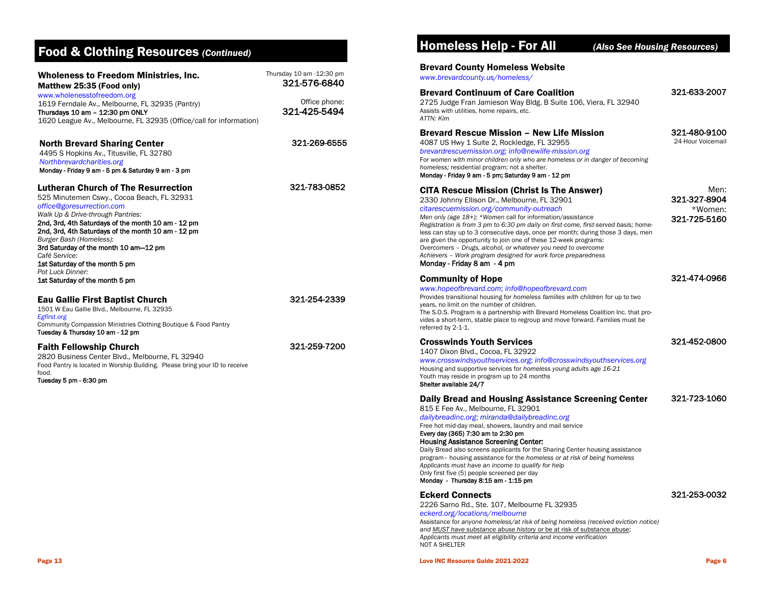## Food & Clothing Resources *(Continued)*

### Wholeness to Freedom Ministries, Inc.
**Matthew 25:35 (Food only)**
Thursday 10 am -12:30 pm
**321-576-6840**
www.wholenesstofreedom.org
1619 Ferndale Av., Melbourne, FL 32935 (Pantry)
**Thursdays 10 am – 12:30 pm ONLY**
1620 League Av., Melbourne, FL 32935 (Office/call for information)
Office phone:
**321-425-5494**

### North Brevard Sharing Center
**321-269-6555**
4495 S Hopkins Av., Titusville, FL 32780
*Northbrevardcharities.org*
**Monday - Friday 9 am - 5 pm & Saturday 9 am - 3 pm**

### Lutheran Church of The Resurrection
**321-783-0852**
525 Minutemen Cswy., Cocoa Beach, FL 32931
*office@goresurrection.com*
*Walk Up & Drive-through Pantries:*
**2nd, 3rd, 4th Saturdays of the month 10 am - 12 pm**
**2nd, 3rd, 4th Saturdays of the month 10 am - 12 pm**
*Burger Bash (Homeless):*
**3rd Saturday of the month 10 am—12 pm**
*Café Service:*
**1st Saturday of the month 5 pm**
*Pot Luck Dinner:*
**1st Saturday of the month 5 pm**

### Eau Gallie First Baptist Church
**321-254-2339**
1501 W Eau Gallie Blvd., Melbourne, FL 32935
*Egfirst.org*
Community Compassion Ministries Clothing Boutique & Food Pantry
**Tuesday & Thursday 10 am - 12 pm**

### Faith Fellowship Church
**321-259-7200**
2820 Business Center Blvd., Melbourne, FL 32940
Food Pantry is located in Worship Building. Please bring your ID to receive food.
**Tuesday 5 pm - 6:30 pm**

## Homeless Help - For All *(Also See Housing Resources)*

### Brevard County Homeless Website
*www.brevardcounty.us/homeless/*

### Brevard Continuum of Care Coalition
**321-633-2007**
2725 Judge Fran Jamieson Way Bldg. B Suite 106, Viera, FL 32940
Assists with utilities, home repairs, etc.
*ATTN: Kim*

### Brevard Rescue Mission – New Life Mission
**321-480-9100**
24-Hour Voicemail
4087 US Hwy 1 Suite 2, Rockledge, FL 32955
*brevardrescuemission.org; info@newlife-mission.org*
*For women with minor children only who are homeless or in danger of becoming homeless;* residential program; not a shelter.
**Monday - Friday 9 am - 5 pm; Saturday 9 am - 12 pm**

### CITA Rescue Mission (Christ Is The Answer)
Men: **321-327-8904**
\*Women: **321-725-5160**
2330 Johnny Ellison Dr., Melbourne, FL 32901
*citarescuemission.org/community-outreach*
*Men only (age 18+); \*Women* call for information/assistance
*Registration is from 3 pm to 6:30 pm daily on first-come, first-served basis;* homeless can stay up to 3 consecutive days, once per month; during those 3 days, men are given the opportunity to join one of these 12-week programs:
*Overcomers – Drugs, alcohol, or whatever you need to overcome*
*Achievers – Work program designed for work force preparedness*
**Monday - Friday 8 am - 4 pm**

### Community of Hope
**321-474-0966**
*www.hopeofbrevard.com; info@hopeofbrevard.com*
Provides transitional housing for *homeless families with children* for up to two years, no limit on the number of children.
The S.O.S. Program is a partnership with Brevard Homeless Coalition Inc. that provides a short-term, stable place to regroup and move forward. Families must be referred by 2-1-1.

### Crosswinds Youth Services
**321-452-0800**
1407 Dixon Blvd., Cocoa, FL 32922
*www.crosswindsyouthservices.org; info@crosswindsyouthservices.org*
Housing and supportive services for *homeless young adults age 16-21*
Youth may reside in program up to 24 months
**Shelter available 24/7**

### Daily Bread and Housing Assistance Screening Center
**321-723-1060**
815 E Fee Av., Melbourne, FL 32901
*dailybreadinc.org; miranda@dailybreadinc.org*
Free hot mid-day meal, showers, laundry and mail service
**Every day (365) 7:30 am to 2:30 pm**
**Housing Assistance Screening Center:**
Daily Bread also screens applicants for the Sharing Center housing assistance program– housing assistance for the *homeless or at risk of being homeless*
*Applicants must have an income to qualify for help*
Only first five (5) people screened per day
**Monday - Thursday 8:15 am - 1:15 pm**

### Eckerd Connects
**321-253-0032**
2226 Sarno Rd., Ste. 107, Melbourne FL 32935
*eckerd.org/locations/melbourne*
Assistance for *anyone homeless/at risk of being homeless (received eviction notice) and MUST have substance abuse history or be at risk of substance abuse;*
*Applicants must meet all eligibility criteria and income verification*
NOT A SHELTER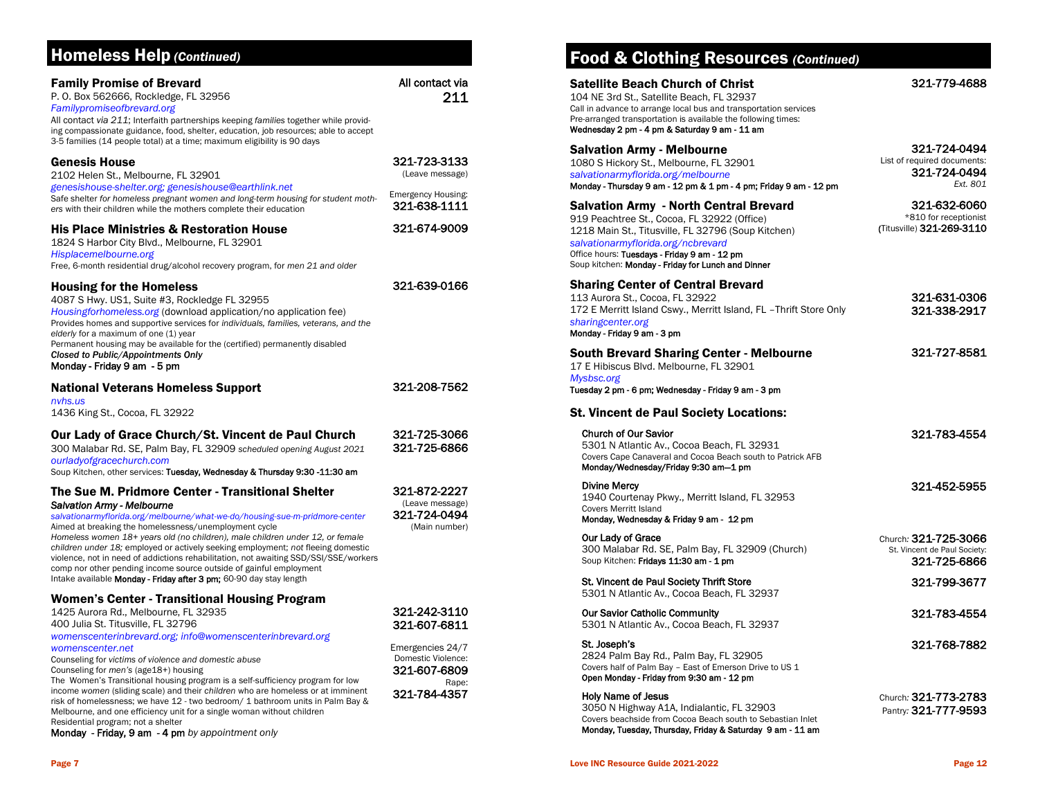## Homeless Help *(Continued)*

### Family Promise of Brevard

All contact via **211**

P. O. Box 562666, Rockledge, FL 32956
*Familypromiseofbrevard.org*
All contact *via 211;* Interfaith partnerships keeping *families* together while providing compassionate guidance, food, shelter, education, job resources; able to accept 3-5 families (14 people total) at a time; maximum eligibility is 90 days

### Genesis House

321-723-3133 (Leave message)
Emergency Housing: 321-638-1111

2102 Helen St., Melbourne, FL 32901
*genesishouse-shelter.org; genesishouse@earthlink.net*
Safe shelter *for homeless pregnant women and long-term housing for student mothers* with their children while the mothers complete their education

### His Place Ministries & Restoration House

321-674-9009

1824 S Harbor City Blvd., Melbourne, FL 32901
*Hisplacemelbourne.org*
Free, 6-month residential drug/alcohol recovery program, for *men 21 and older*

### Housing for the Homeless

321-639-0166

4087 S Hwy. US1, Suite #3, Rockledge FL 32955
*Housingforhomeless.org* (download application/no application fee)
Provides homes and supportive services for *individuals, families, veterans, and the elderly* for a maximum of one (1) year
Permanent housing may be available for the (certified) permanently disabled
***Closed to Public/Appointments Only***
**Monday - Friday 9 am - 5 pm**

### National Veterans Homeless Support

321-208-7562

*nvhs.us*
1436 King St., Cocoa, FL 32922

### Our Lady of Grace Church/St. Vincent de Paul Church

321-725-3066
321-725-6866

300 Malabar Rd. SE, Palm Bay, FL 32909 *scheduled opening August 2021*
*ourladyofgracechurch.com*
Soup Kitchen, other services: **Tuesday, Wednesday & Thursday 9:30 -11:30 am**

### The Sue M. Pridmore Center - Transitional Shelter

321-872-2227 (Leave message)
321-724-0494 (Main number)

***Salvation Army - Melbourne***
*salvationarmyflorida.org/melbourne/what-we-do/housing-sue-m-pridmore-center*
Aimed at breaking the homelessness/unemployment cycle
*Homeless women 18+ years old (no children), male children under 12, or female children under 18;* employed or actively seeking employment; *not* fleeing domestic violence, not in need of addictions rehabilitation, not awaiting SSD/SSI/SSE/workers comp nor other pending income source outside of gainful employment
Intake available **Monday - Friday after 3 pm;** 60-90 day stay length

### Women's Center - Transitional Housing Program

1425 Aurora Rd., Melbourne, FL 32935 — 321-242-3110
400 Julia St. Titusville, FL 32796 — 321-607-6811
*womenscenterinbrevard.org; info@womenscenterinbrevard.org*
*womenscenter.net*
Counseling for *victims of violence and domestic abuse*
Counseling for *men's* (age18+) housing
The Women's Transitional housing program is a self-sufficiency program for low income *women* (sliding scale) and their *children* who are homeless or at imminent risk of homelessness; we have 12 - two bedroom/ 1 bathroom units in Palm Bay & Melbourne, and one efficiency unit for a single woman without children
Residential program; not a shelter
**Monday - Friday, 9 am - 4 pm** *by appointment only*

Emergencies 24/7
Domestic Violence: 321-607-6809
Rape: 321-784-4357

## Food & Clothing Resources *(Continued)*

### Satellite Beach Church of Christ

321-779-4688

104 NE 3rd St., Satellite Beach, FL 32937
Call in advance to arrange local bus and transportation services
Pre-arranged transportation is available the following times:
**Wednesday 2 pm - 4 pm & Saturday 9 am - 11 am**

### Salvation Army - Melbourne

321-724-0494
List of required documents: 321-724-0494 *Ext. 801*

1080 S Hickory St., Melbourne, FL 32901
*salvationarmyflorida.org/melbourne*
**Monday - Thursday 9 am - 12 pm & 1 pm - 4 pm; Friday 9 am - 12 pm**

### Salvation Army - North Central Brevard

321-632-6060
*810 for receptionist
(Titusville) 321-269-3110

919 Peachtree St., Cocoa, FL 32922 (Office)
1218 Main St., Titusville, FL 32796 (Soup Kitchen)
*salvationarmyflorida.org/ncbrevard*
Office hours: **Tuesdays - Friday 9 am - 12 pm**
Soup kitchen: **Monday - Friday for Lunch and Dinner**

### Sharing Center of Central Brevard

113 Aurora St., Cocoa, FL 32922 — 321-631-0306
172 E Merritt Island Cswy., Merritt Island, FL –Thrift Store Only — 321-338-2917
*sharingcenter.org*
**Monday - Friday 9 am - 3 pm**

### South Brevard Sharing Center - Melbourne

321-727-8581

17 E Hibiscus Blvd. Melbourne, FL 32901
*Mysbsc.org*
**Tuesday 2 pm - 6 pm; Wednesday - Friday 9 am - 3 pm**

### St. Vincent de Paul Society Locations:

**Church of Our Savior** — 321-783-4554
5301 N Atlantic Av., Cocoa Beach, FL 32931
Covers Cape Canaveral and Cocoa Beach south to Patrick AFB
**Monday/Wednesday/Friday 9:30 am—1 pm**

**Divine Mercy** — 321-452-5955
1940 Courtenay Pkwy., Merritt Island, FL 32953
Covers Merritt Island
**Monday, Wednesday & Friday 9 am - 12 pm**

**Our Lady of Grace** — Church: 321-725-3066; St. Vincent de Paul Society: 321-725-6866
300 Malabar Rd. SE, Palm Bay, FL 32909 (Church)
Soup Kitchen: **Fridays 11:30 am - 1 pm**

**St. Vincent de Paul Society Thrift Store** — 321-799-3677
5301 N Atlantic Av., Cocoa Beach, FL 32937

**Our Savior Catholic Community** — 321-783-4554
5301 N Atlantic Av., Cocoa Beach, FL 32937

**St. Joseph's** — 321-768-7882
2824 Palm Bay Rd., Palm Bay, FL 32905
Covers half of Palm Bay – East of Emerson Drive to US 1
**Open Monday - Friday from 9:30 am - 12 pm**

**Holy Name of Jesus** — Church: 321-773-2783; Pantry: 321-777-9593
3050 N Highway A1A, Indialantic, FL 32903
Covers beachside from Cocoa Beach south to Sebastian Inlet
**Monday, Tuesday, Thursday, Friday & Saturday 9 am - 11 am**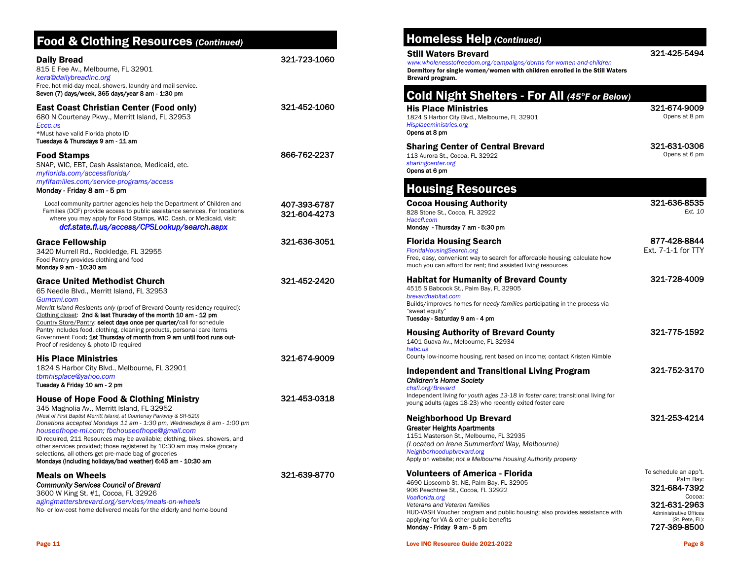## Food & Clothing Resources *(Continued)*

**Daily Bread** 321-723-1060
815 E Fee Av., Melbourne, FL 32901
*kera@dailybreadinc.org*
Free, hot mid-day meal, showers, laundry and mail service.
**Seven (7) days/week, 365 days/year 8 am - 1:30 pm**

**East Coast Christian Center (Food only)** 321-452-1060
680 N Courtenay Pkwy., Merritt Island, FL 32953
*Eccc.us*
*Must have valid Florida photo ID
**Tuesdays & Thursdays 9 am - 11 am**

**Food Stamps** 866-762-2237
SNAP, WIC, EBT, Cash Assistance, Medicaid, etc.
*myflorida.com/accessflorida/*
*myflfamilies.com/service-programs/access*
**Monday - Friday 8 am - 5 pm**

Local community partner agencies help the Department of Children and Families (DCF) provide access to public assistance services. For locations where you may apply for Food Stamps, WIC, Cash, or Medicaid, visit: 407-393-6787 / 321-604-4273
***dcf.state.fl.us/access/CPSLookup/search.aspx***

**Grace Fellowship** 321-636-3051
3420 Murrell Rd., Rockledge, FL 32955
Food Pantry provides clothing and food
**Monday 9 am - 10:30 am**

**Grace United Methodist Church** 321-452-2420
65 Needle Blvd., Merritt Island, FL 32953
*Gumcmi.com*
*Merritt Island Residents only* (proof of Brevard County residency required):
Clothing closet: **2nd & last Thursday of the month 10 am - 12 pm**
Country Store/Pantry: **select days once per quarter/**call for schedule
Pantry includes food, clothing, cleaning products, personal care items
Government Food: **1st Thursday of month from 9 am until food runs out-**
Proof of residency & photo ID required

**His Place Ministries** 321-674-9009
1824 S Harbor City Blvd., Melbourne, FL 32901
*tbmhisplace@yahoo.com*
**Tuesday & Friday 10 am - 2 pm**

**House of Hope Food & Clothing Ministry** 321-453-0318
345 Magnolia Av., Merritt Island, FL 32952
*(West of First Baptist Merritt Island, at Courtenay Parkway & SR-520)*
*Donations accepted Mondays 11 am - 1:30 pm, Wednesdays 8 am - 1:00 pm*
*houseofhope-mi.com; fbchouseofhope@gmail.com*
ID required, 211 Resources may be available; clothing, bikes, showers, and other services provided; those registered by 10:30 am may make grocery selections, all others get pre-made bag of groceries
**Mondays (including holidays/bad weather) 6:45 am - 10:30 am**

**Meals on Wheels** 321-639-8770
***Community Services Council of Brevard***
3600 W King St. #1, Cocoa, FL 32926
*agingmattersbrevard.org/services/meals-on-wheels*
No- or low-cost home delivered meals for the elderly and home-bound

## Homeless Help *(Continued)*

**Still Waters Brevard** 321-425-5494
*www.wholenesstofreedom.org/campaigns/dorms-for-women-and-children*
**Dormitory for single women/women with children enrolled in the Still Waters Brevard program.**

## Cold Night Shelters - For All *(45°F or Below)*

**His Place Ministries** 321-674-9009 (Opens at 8 pm)
1824 S Harbor City Blvd., Melbourne, FL 32901
*Hisplaceministries.org*
**Opens at 8 pm**

**Sharing Center of Central Brevard** 321-631-0306 (Opens at 6 pm)
113 Aurora St., Cocoa, FL 32922
*sharingcenter.org*
**Opens at 6 pm**

## Housing Resources

**Cocoa Housing Authority** 321-636-8535 *Ext. 10*
828 Stone St., Cocoa, FL 32922
*Haccfl.com*
**Monday - Thursday 7 am - 5:30 pm**

**Florida Housing Search** 877-428-8844 Ext. 7-1-1 for TTY
*FloridaHousingSearch.org*
Free, easy, convenient way to search for affordable housing; calculate how much you can afford for rent; find assisted living resources

**Habitat for Humanity of Brevard County** 321-728-4009
4515 S Babcock St., Palm Bay, FL 32905
*brevardhabitat.com*
Builds/improves homes for *needy families* participating in the process via "sweat equity"
**Tuesday - Saturday 9 am - 4 pm**

**Housing Authority of Brevard County** 321-775-1592
1401 Guava Av., Melbourne, FL 32934
*habc.us*
County low-income housing, rent based on income; contact Kristen Kimble

**Independent and Transitional Living Program** 321-752-3170
***Children's Home Society***
*chsfl.org/Brevard*
Independent living for *youth ages 13-18 in foster care*; transitional living for young adults (ages 18-23) who recently exited foster care

**Neighborhood Up Brevard** 321-253-4214
**Greater Heights Apartments**
1151 Masterson St., Melbourne, FL 32935
*(Located on Irene Summerford Way, Melbourne)*
*Neighborhoodupbrevard.org*
Apply on website; *not a Melbourne Housing Authority property*

**Volunteers of America - Florida**
4690 Lipscomb St. NE, Palm Bay, FL 32905
906 Peachtree St., Cocoa, FL 32922
*Voaflorida.org*
*Veterans and Veteran families*
HUD-VASH Voucher program and public housing; also provides assistance with applying for VA & other public benefits
**Monday - Friday 9 am - 5 pm**

To schedule an app't.
Palm Bay: **321-684-7392**
Cocoa: **321-631-2963**
Administrative Offices (St. Pete, FL): **727-369-8500**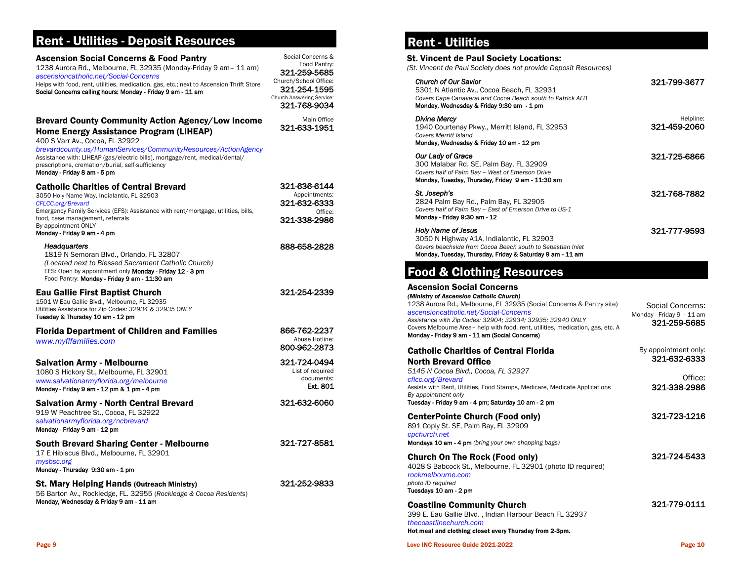# Rent - Utilities - Deposit Resources

### Ascension Social Concerns & Food Pantry

1238 Aurora Rd., Melbourne, FL 32935 (Monday-Friday 9 am– 11 am)
*ascensioncatholic.net/Social-Concerns*
Helps with food, rent, utilities, medication, gas, etc.; next to Ascension Thrift Store
**Social Concerns calling hours: Monday - Friday 9 am - 11 am**

Social Concerns & Food Pantry: **321-259-5685**
Church/School Office: **321-254-1595**
Church Answering Service: **321-768-9034**

### Brevard County Community Action Agency/Low Income Home Energy Assistance Program (LIHEAP)

400 S Varr Av., Cocoa, FL 32922
*brevardcounty.us/HumanServices/CommunityResources/ActionAgency*
Assistance with: LIHEAP (gas/electric bills), mortgage/rent, medical/dental/prescriptions, cremation/burial, self-sufficiency
**Monday - Friday 8 am - 5 pm**

Main Office **321-633-1951**

### Catholic Charities of Central Brevard

3050 Holy Name Way, Indialantic, FL 32903
*CFLCC.org/Brevard*
Emergency Family Services (EFS): Assistance with rent/mortgage, utilities, bills, food, case management, referrals
By appointment ONLY
**Monday - Friday 9 am - 4 pm**

**321-636-6144**
Appointments: **321-632-6333**
Office: **321-338-2986**

*Headquarters*
1819 N Semoran Blvd., Orlando, FL 32807
*(Located next to Blessed Sacrament Catholic Church)*
EFS: Open by appointment only **Monday - Friday 12 - 3 pm**
Food Pantry: **Monday - Friday 9 am - 11:30 am**

**888-658-2828**

### Eau Gallie First Baptist Church

1501 W Eau Gallie Blvd., Melbourne, FL 32935
Utilities Assistance for Zip Codes: *32934 & 32935 ONLY*
**Tuesday & Thursday 10 am - 12 pm**

**321-254-2339**

### Florida Department of Children and Families

*www.myflfamilies.com*

**866-762-2237**
Abuse Hotline: **800-962-2873**

### Salvation Army - Melbourne

1080 S Hickory St., Melbourne, FL 32901
*www.salvationarmyflorida.org/melbourne*
**Monday - Friday 9 am - 12 pm & 1 pm - 4 pm**

**321-724-0494**
List of required documents: **Ext. 801**

### Salvation Army - North Central Brevard

919 W Peachtree St., Cocoa, FL 32922
*salvationarmyflorida.org/ncbrevard*
**Monday - Friday 9 am - 12 pm**

**321-632-6060**

### South Brevard Sharing Center - Melbourne

17 E Hibiscus Blvd., Melbourne, FL 32901
*mysbsc.org*
**Monday - Thursday 9:30 am - 1 pm**

**321-727-8581**

### St. Mary Helping Hands (Outreach Ministry)

56 Barton Av., Rockledge, FL. 32955 (*Rockledge & Cocoa Residents*)
**Monday, Wednesday & Friday 9 am - 11 am**

**321-252-9833**

# Rent - Utilities

### St. Vincent de Paul Society Locations:

*(St. Vincent de Paul Society does not provide Deposit Resources)*

*Church of Our Savior*
5301 N Atlantic Av., Cocoa Beach, FL 32931
*Covers Cape Canaveral and Cocoa Beach south to Patrick AFB*
**Monday, Wednesday & Friday 9:30 am - 1 pm**

**321-799-3677**

*Divine Mercy*
1940 Courtenay Pkwy., Merritt Island, FL 32953
*Covers Merritt Island*
**Monday, Wednesday & Friday 10 am - 12 pm**

Helpline: **321-459-2060**

*Our Lady of Grace*
300 Malabar Rd. SE, Palm Bay, FL 32909
*Covers half of Palm Bay – West of Emerson Drive*
**Monday, Tuesday, Thursday, Friday 9 am - 11:30 am**

**321-725-6866**

*St. Joseph's*
2824 Palm Bay Rd., Palm Bay, FL 32905
*Covers half of Palm Bay – East of Emerson Drive to US-1*
**Monday - Friday 9:30 am - 12**

**321-768-7882**

*Holy Name of Jesus*
3050 N Highway A1A, Indialantic, FL 32903
*Covers beachside from Cocoa Beach south to Sebastian Inlet*
**Monday, Tuesday, Thursday, Friday & Saturday 9 am - 11 am**

**321-777-9593**

# Food & Clothing Resources

### Ascension Social Concerns

***(Ministry of Ascension Catholic Church)***
1238 Aurora Rd., Melbourne, FL 32935 (Social Concerns & Pantry site)
*ascensioncatholic.net/Social-Concerns*
*Assistance with Zip Codes: 32904; 32934; 32935; 32940 ONLY*
Covers Melbourne Area– help with food, rent, utilities, medication, gas, etc. A
**Monday - Friday 9 am - 11 am (Social Concerns)**

Social Concerns:
Monday - Friday 9 - 11 am
**321-259-5685**

### Catholic Charities of Central Florida North Brevard Office

*5145 N Cocoa Blvd., Cocoa, FL 32927*
*cflcc.org/Brevard*
Assists with Rent, Utilities, Food Stamps, Medicare, Medicate Applications
*By appointment only*
**Tuesday - Friday 9 am - 4 pm; Saturday 10 am - 2 pm**

By appointment only: **321-632-6333**
Office: **321-338-2986**

### CenterPointe Church (Food only)

891 Coply St. SE, Palm Bay, FL 32909
*cpchurch.net*
**Mondays 10 am - 4 pm** *(bring your own shopping bags)*

**321-723-1216**

### Church On The Rock (Food only)

4028 S Babcock St., Melbourne, FL 32901 (photo ID required)
*rockmelbourne.com*
*photo ID required*
**Tuesdays 10 am - 2 pm**

**321-724-5433**

### Coastline Community Church

399 E. Eau Gallie Blvd. , Indian Harbour Beach FL 32937
*thecoastlinechurch.com*
**Hot meal and clothing closet every Thursday from 2-3pm.**

**321-779-0111**